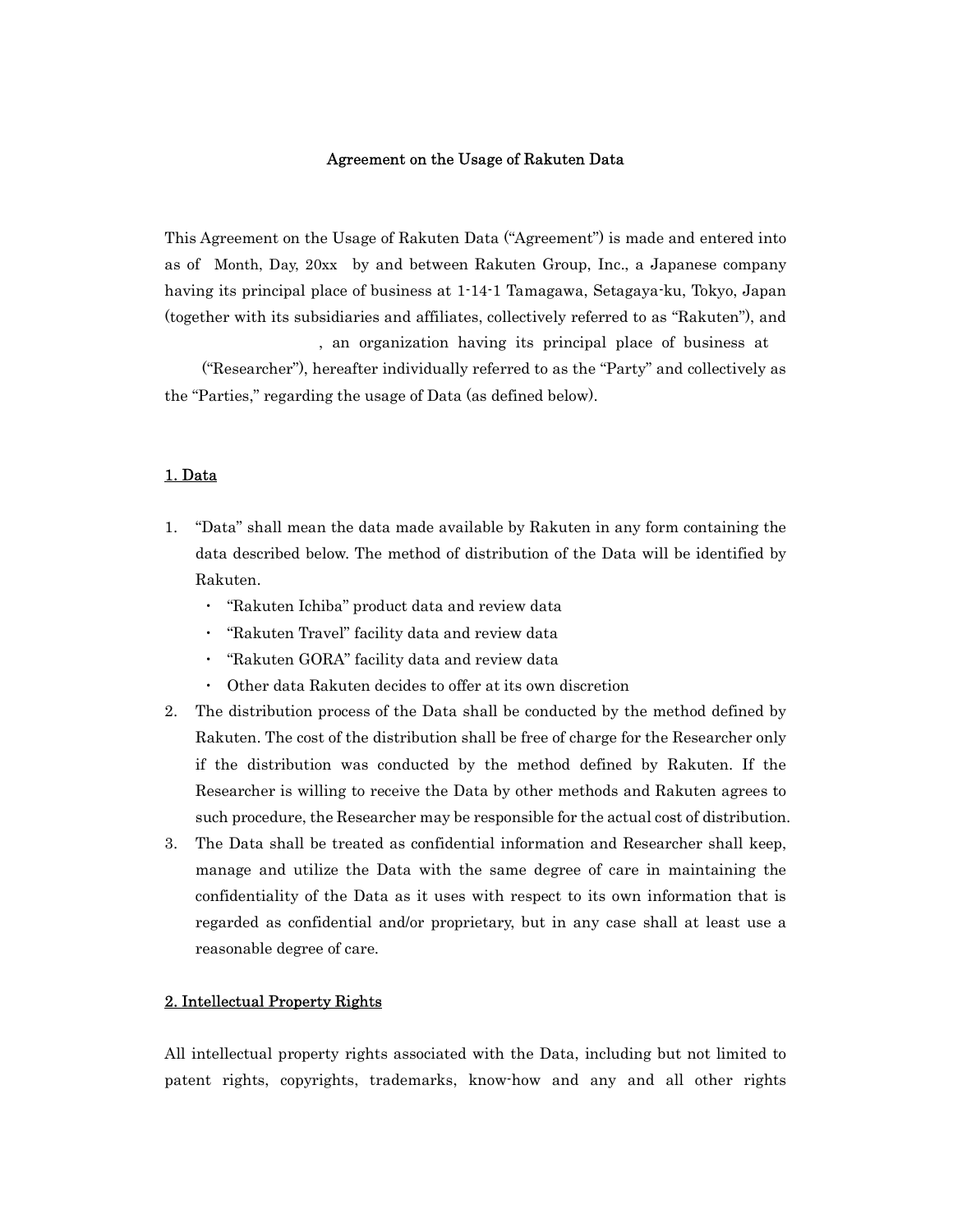# Agreement on the Usage of Rakuten Data

This Agreement on the Usage of Rakuten Data ("Agreement") is made and entered into as of Month, Day, 20xx by and between Rakuten Group, Inc., a Japanese company having its principal place of business at 1-14-1 Tamagawa, Setagaya-ku, Tokyo, Japan (together with its subsidiaries and affiliates, collectively referred to as "Rakuten"), and , an organization having its principal place of business at ("Researcher"), hereafter individually referred to as the "Party" and collectively as the "Parties," regarding the usage of Data (as defined below).

## 1. Data

1. "Data" shall mean the data made available by Rakuten in any form containing the data described below. The method of distribution of the Data will be identified by Rakuten.
   - "Rakuten Ichiba" product data and review data
   - "Rakuten Travel" facility data and review data
   - "Rakuten GORA" facility data and review data
   - Other data Rakuten decides to offer at its own discretion
2. The distribution process of the Data shall be conducted by the method defined by Rakuten. The cost of the distribution shall be free of charge for the Researcher only if the distribution was conducted by the method defined by Rakuten. If the Researcher is willing to receive the Data by other methods and Rakuten agrees to such procedure, the Researcher may be responsible for the actual cost of distribution.
3. The Data shall be treated as confidential information and Researcher shall keep, manage and utilize the Data with the same degree of care in maintaining the confidentiality of the Data as it uses with respect to its own information that is regarded as confidential and/or proprietary, but in any case shall at least use a reasonable degree of care.

## 2. Intellectual Property Rights

All intellectual property rights associated with the Data, including but not limited to patent rights, copyrights, trademarks, know-how and any and all other rights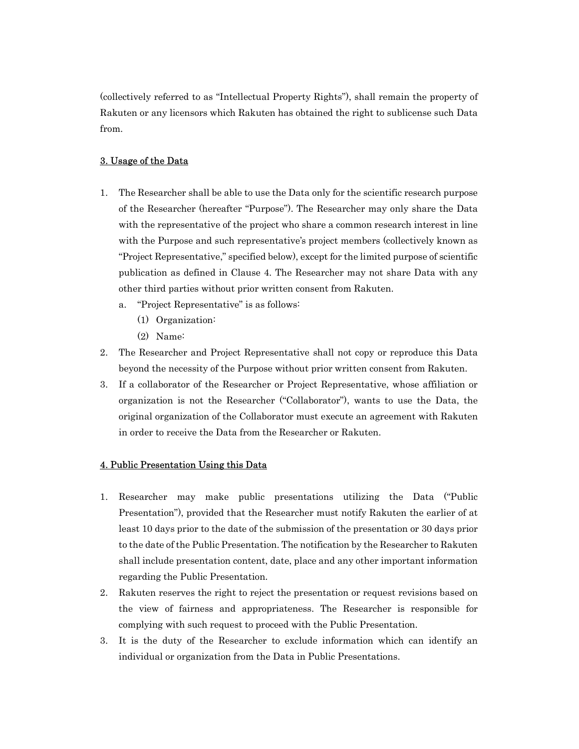(collectively referred to as "Intellectual Property Rights"), shall remain the property of Rakuten or any licensors which Rakuten has obtained the right to sublicense such Data from.

## 3. Usage of the Data

1. The Researcher shall be able to use the Data only for the scientific research purpose of the Researcher (hereafter "Purpose"). The Researcher may only share the Data with the representative of the project who share a common research interest in line with the Purpose and such representative's project members (collectively known as "Project Representative," specified below), except for the limited purpose of scientific publication as defined in Clause 4. The Researcher may not share Data with any other third parties without prior written consent from Rakuten.
   a. "Project Representative" is as follows:
      (1) Organization:
      (2) Name:
2. The Researcher and Project Representative shall not copy or reproduce this Data beyond the necessity of the Purpose without prior written consent from Rakuten.
3. If a collaborator of the Researcher or Project Representative, whose affiliation or organization is not the Researcher ("Collaborator"), wants to use the Data, the original organization of the Collaborator must execute an agreement with Rakuten in order to receive the Data from the Researcher or Rakuten.

## 4. Public Presentation Using this Data

1. Researcher may make public presentations utilizing the Data ("Public Presentation"), provided that the Researcher must notify Rakuten the earlier of at least 10 days prior to the date of the submission of the presentation or 30 days prior to the date of the Public Presentation. The notification by the Researcher to Rakuten shall include presentation content, date, place and any other important information regarding the Public Presentation.
2. Rakuten reserves the right to reject the presentation or request revisions based on the view of fairness and appropriateness. The Researcher is responsible for complying with such request to proceed with the Public Presentation.
3. It is the duty of the Researcher to exclude information which can identify an individual or organization from the Data in Public Presentations.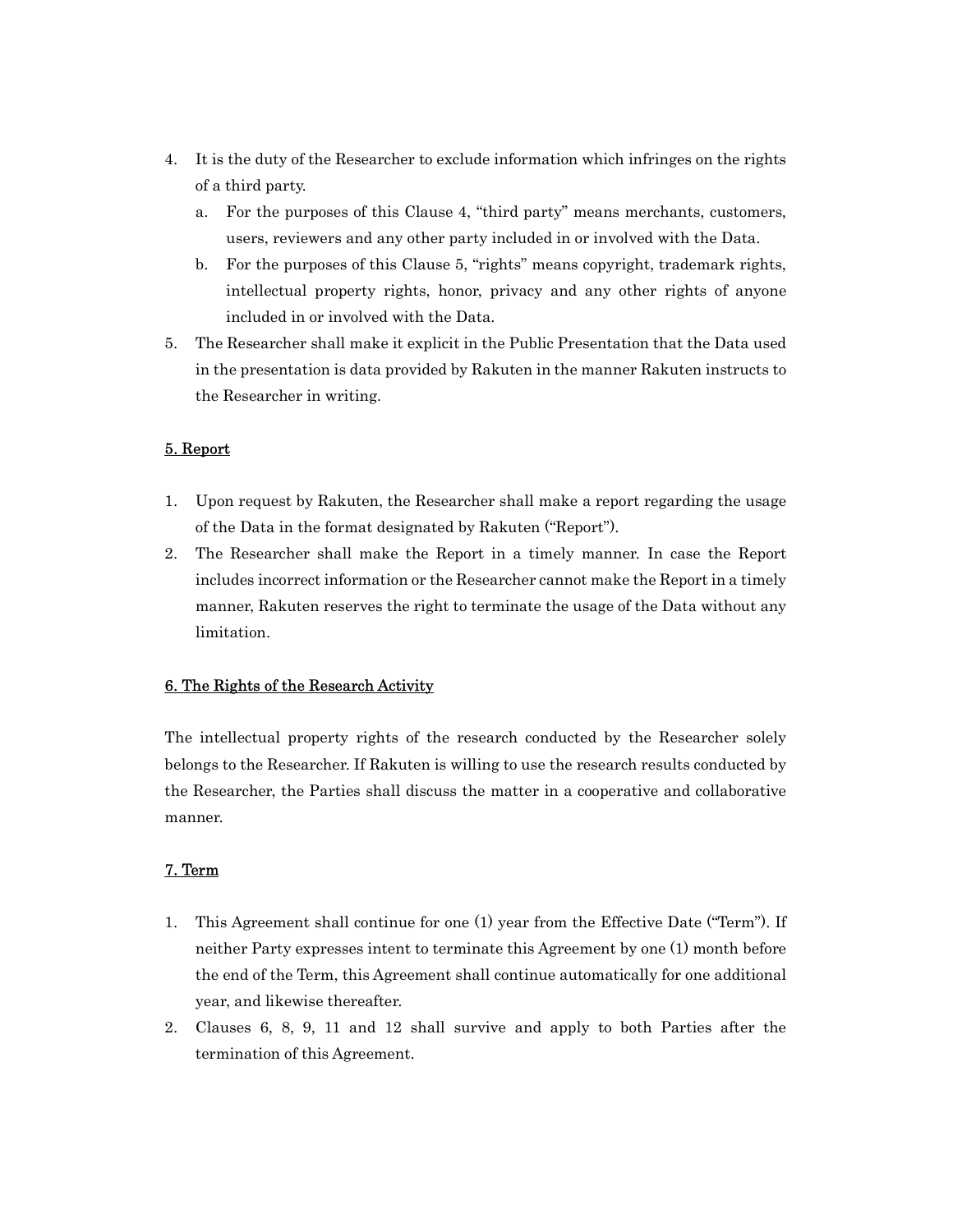4. It is the duty of the Researcher to exclude information which infringes on the rights of a third party.
   a. For the purposes of this Clause 4, "third party" means merchants, customers, users, reviewers and any other party included in or involved with the Data.
   b. For the purposes of this Clause 5, "rights" means copyright, trademark rights, intellectual property rights, honor, privacy and any other rights of anyone included in or involved with the Data.
5. The Researcher shall make it explicit in the Public Presentation that the Data used in the presentation is data provided by Rakuten in the manner Rakuten instructs to the Researcher in writing.

<u>5. Report</u>

1. Upon request by Rakuten, the Researcher shall make a report regarding the usage of the Data in the format designated by Rakuten ("Report").
2. The Researcher shall make the Report in a timely manner. In case the Report includes incorrect information or the Researcher cannot make the Report in a timely manner, Rakuten reserves the right to terminate the usage of the Data without any limitation.

<u>6. The Rights of the Research Activity</u>

The intellectual property rights of the research conducted by the Researcher solely belongs to the Researcher. If Rakuten is willing to use the research results conducted by the Researcher, the Parties shall discuss the matter in a cooperative and collaborative manner.

<u>7. Term</u>

1. This Agreement shall continue for one (1) year from the Effective Date ("Term"). If neither Party expresses intent to terminate this Agreement by one (1) month before the end of the Term, this Agreement shall continue automatically for one additional year, and likewise thereafter.
2. Clauses 6, 8, 9, 11 and 12 shall survive and apply to both Parties after the termination of this Agreement.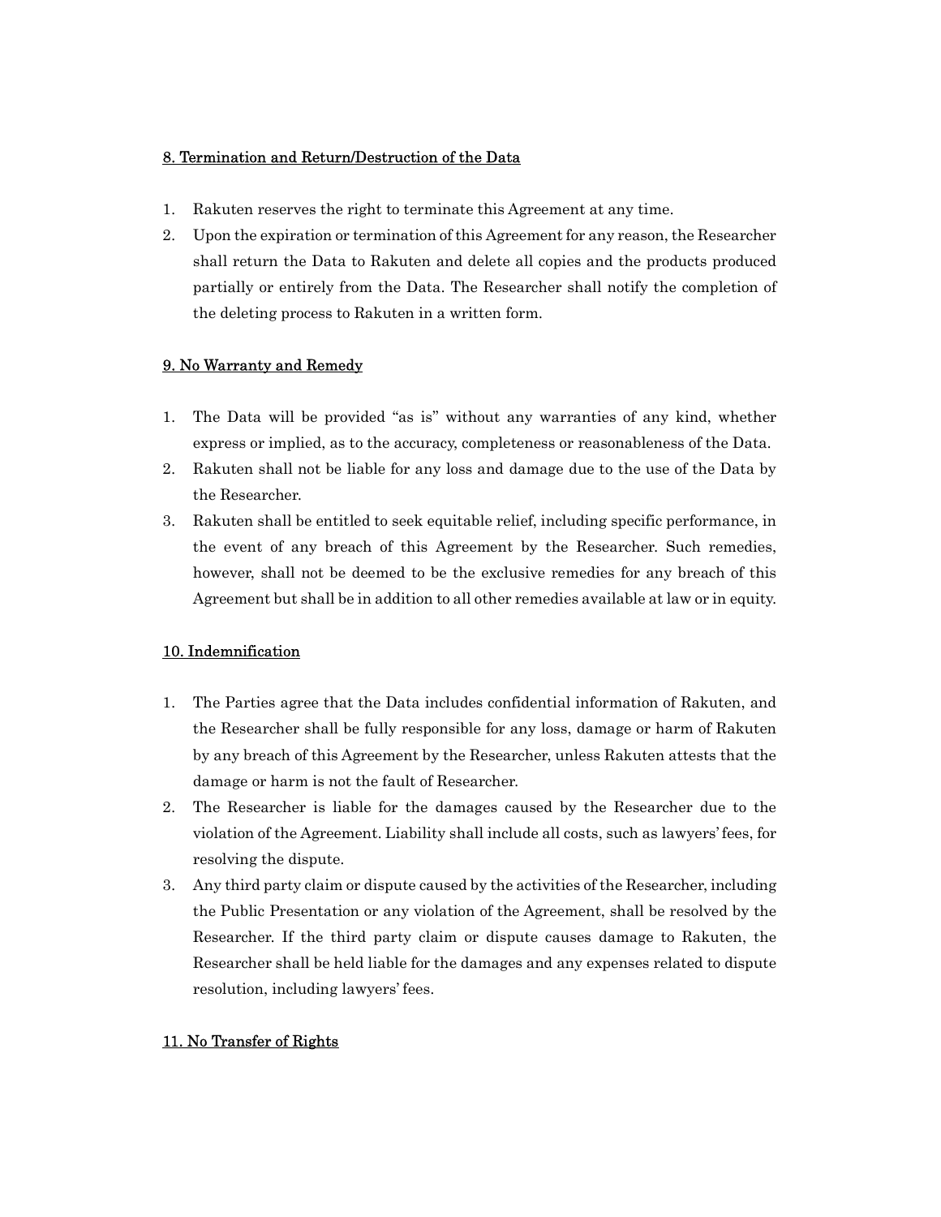## 8. Termination and Return/Destruction of the Data

1. Rakuten reserves the right to terminate this Agreement at any time.
2. Upon the expiration or termination of this Agreement for any reason, the Researcher shall return the Data to Rakuten and delete all copies and the products produced partially or entirely from the Data. The Researcher shall notify the completion of the deleting process to Rakuten in a written form.

## 9. No Warranty and Remedy

1. The Data will be provided "as is" without any warranties of any kind, whether express or implied, as to the accuracy, completeness or reasonableness of the Data.
2. Rakuten shall not be liable for any loss and damage due to the use of the Data by the Researcher.
3. Rakuten shall be entitled to seek equitable relief, including specific performance, in the event of any breach of this Agreement by the Researcher. Such remedies, however, shall not be deemed to be the exclusive remedies for any breach of this Agreement but shall be in addition to all other remedies available at law or in equity.

## 10. Indemnification

1. The Parties agree that the Data includes confidential information of Rakuten, and the Researcher shall be fully responsible for any loss, damage or harm of Rakuten by any breach of this Agreement by the Researcher, unless Rakuten attests that the damage or harm is not the fault of Researcher.
2. The Researcher is liable for the damages caused by the Researcher due to the violation of the Agreement. Liability shall include all costs, such as lawyers' fees, for resolving the dispute.
3. Any third party claim or dispute caused by the activities of the Researcher, including the Public Presentation or any violation of the Agreement, shall be resolved by the Researcher. If the third party claim or dispute causes damage to Rakuten, the Researcher shall be held liable for the damages and any expenses related to dispute resolution, including lawyers' fees.

## 11. No Transfer of Rights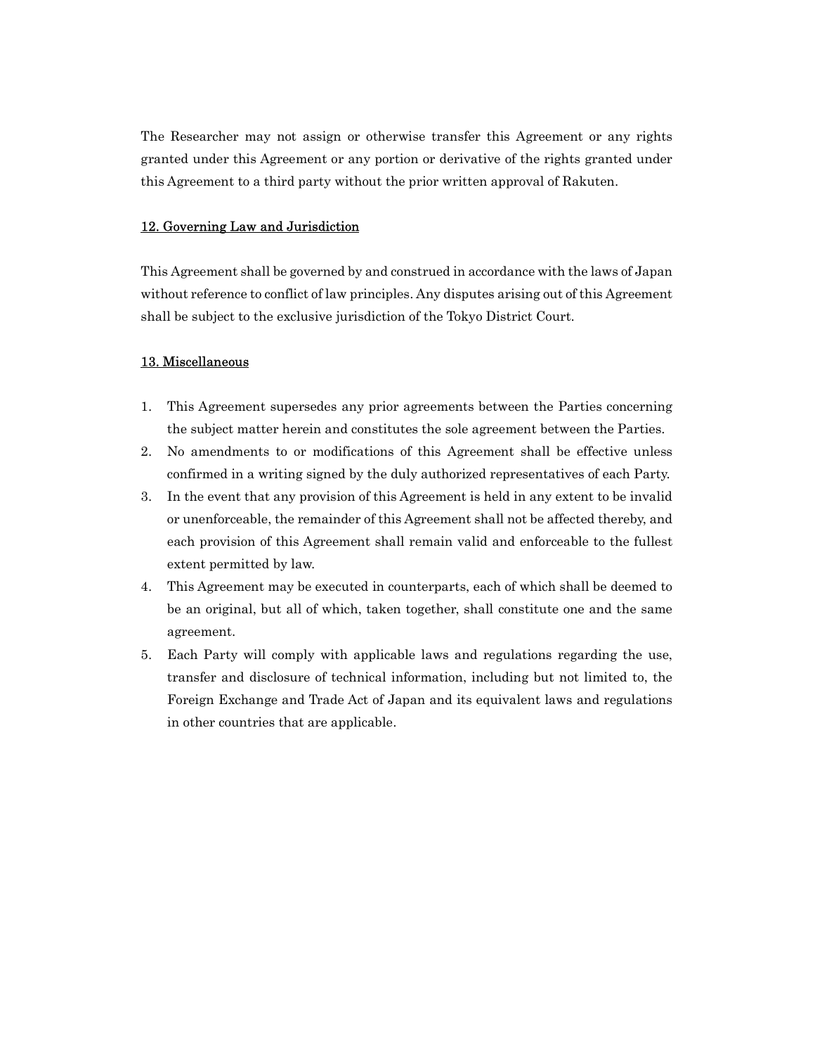The Researcher may not assign or otherwise transfer this Agreement or any rights granted under this Agreement or any portion or derivative of the rights granted under this Agreement to a third party without the prior written approval of Rakuten.

## 12. Governing Law and Jurisdiction

This Agreement shall be governed by and construed in accordance with the laws of Japan without reference to conflict of law principles. Any disputes arising out of this Agreement shall be subject to the exclusive jurisdiction of the Tokyo District Court.

## 13. Miscellaneous

1. This Agreement supersedes any prior agreements between the Parties concerning the subject matter herein and constitutes the sole agreement between the Parties.
2. No amendments to or modifications of this Agreement shall be effective unless confirmed in a writing signed by the duly authorized representatives of each Party.
3. In the event that any provision of this Agreement is held in any extent to be invalid or unenforceable, the remainder of this Agreement shall not be affected thereby, and each provision of this Agreement shall remain valid and enforceable to the fullest extent permitted by law.
4. This Agreement may be executed in counterparts, each of which shall be deemed to be an original, but all of which, taken together, shall constitute one and the same agreement.
5. Each Party will comply with applicable laws and regulations regarding the use, transfer and disclosure of technical information, including but not limited to, the Foreign Exchange and Trade Act of Japan and its equivalent laws and regulations in other countries that are applicable.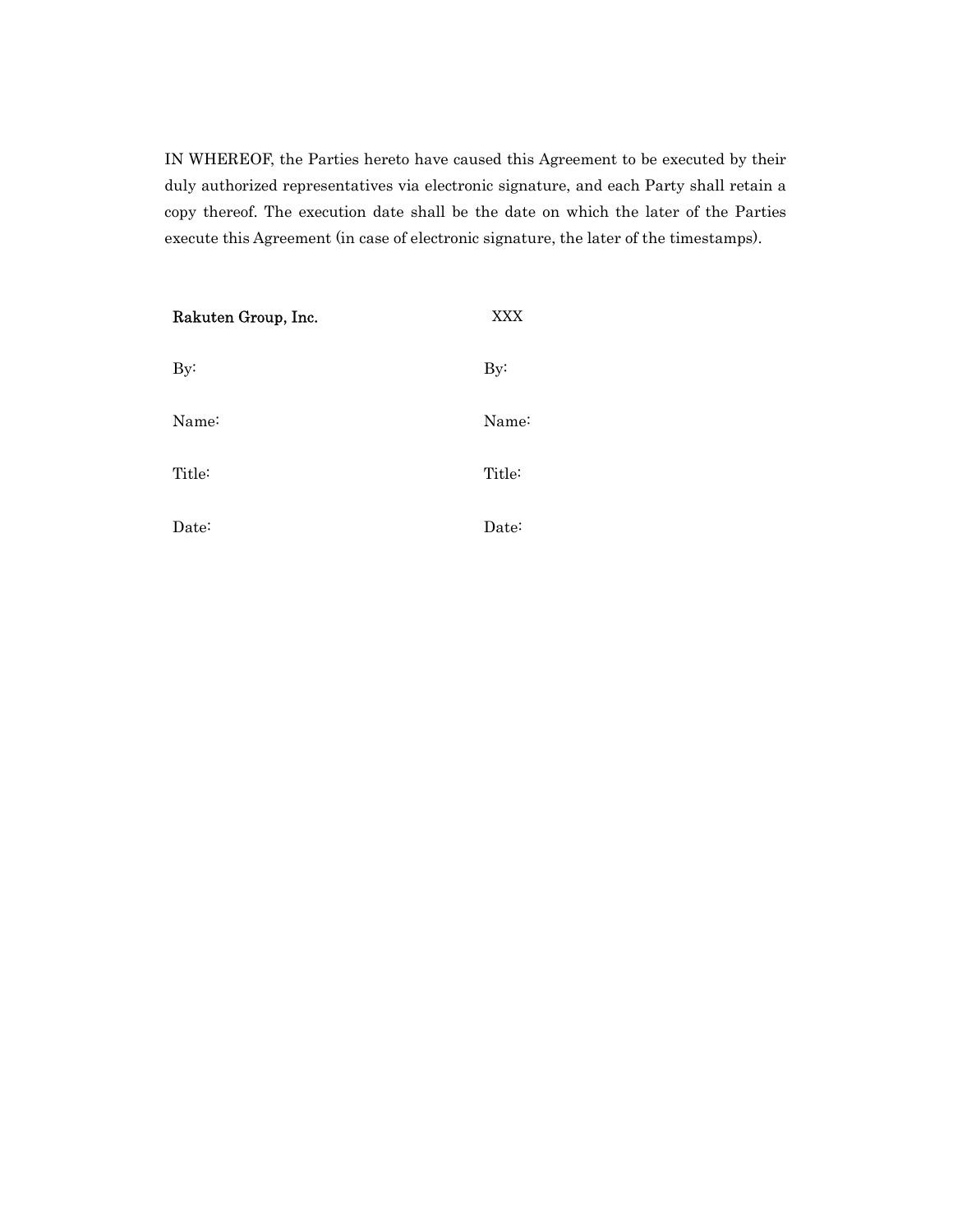IN WHEREOF, the Parties hereto have caused this Agreement to be executed by their duly authorized representatives via electronic signature, and each Party shall retain a copy thereof. The execution date shall be the date on which the later of the Parties execute this Agreement (in case of electronic signature, the later of the timestamps).

| | |
|---|---|
| Rakuten Group, Inc. | XXX |
| By: | By: |
| Name: | Name: |
| Title: | Title: |
| Date: | Date: |